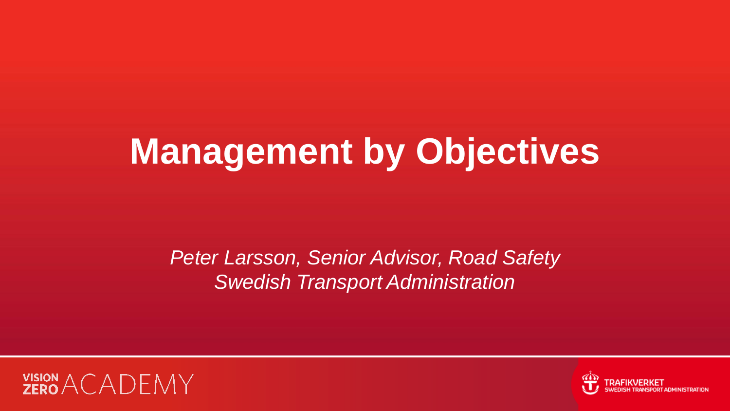# Management by Objectives

*Peter Larsson, Senior Advisor, Road Safety*
*Swedish Transport Administration*

VISION ZERO ACADEMY

TRAFIKVERKET
SWEDISH TRANSPORT ADMINISTRATION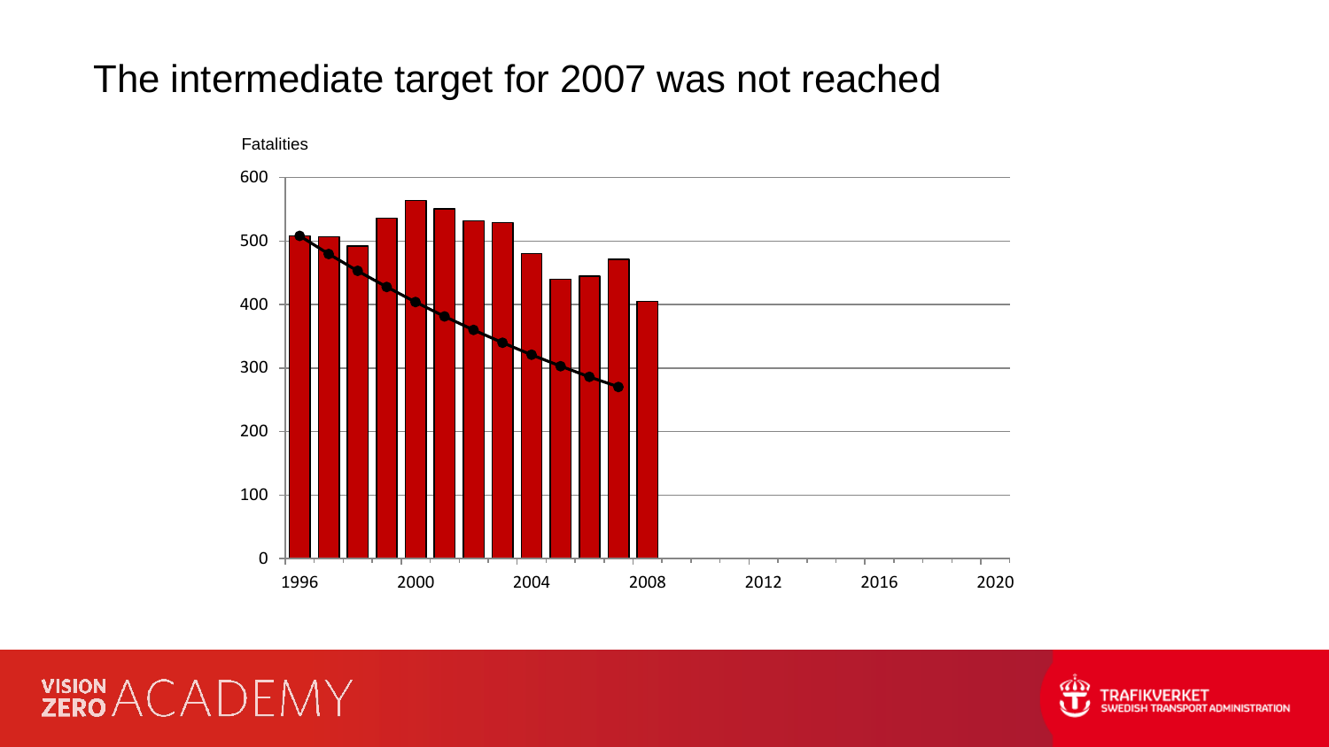# The intermediate target for 2007 was not reached

Fatalities

600
500
400
300
200
100
0

1996 2000 2004 2008 2012 2016 2020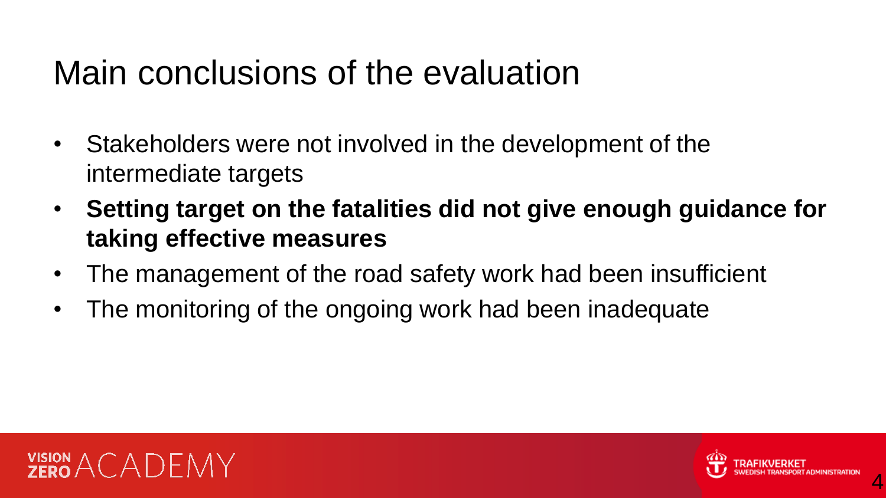# Main conclusions of the evaluation

- Stakeholders were not involved in the development of the intermediate targets
- **Setting target on the fatalities did not give enough guidance for taking effective measures**
- The management of the road safety work had been insufficient
- The monitoring of the ongoing work had been inadequate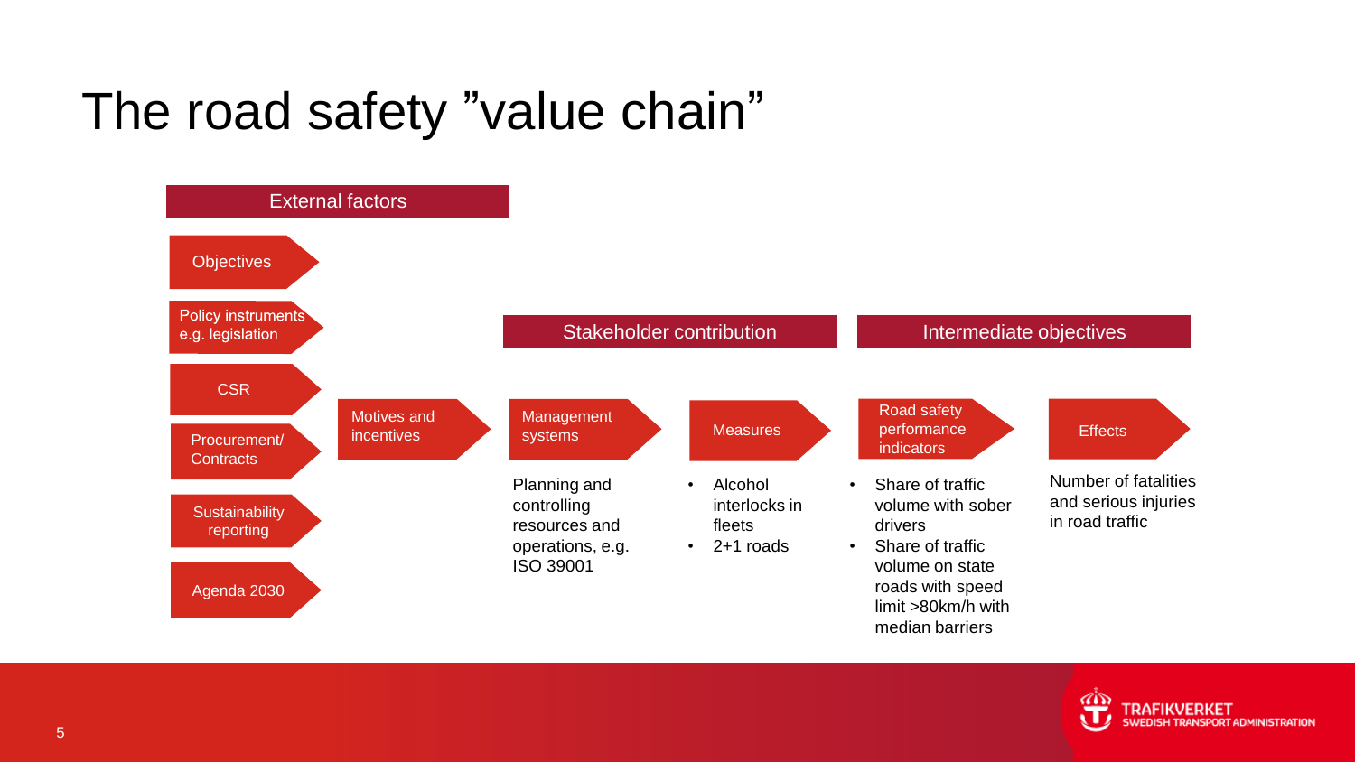# The road safety ”value chain”

**External factors**

- Objectives
- Policy instruments e.g. legislation
- CSR
- Procurement/ Contracts
- Sustainability reporting
- Agenda 2030

**Motives and incentives**

**Stakeholder contribution**

**Management systems**

Planning and controlling resources and operations, e.g. ISO 39001

**Measures**

- Alcohol interlocks in fleets
- 2+1 roads

**Intermediate objectives**

**Road safety performance indicators**

- Share of traffic volume with sober drivers
- Share of traffic volume on state roads with speed limit >80km/h with median barriers

**Effects**

Number of fatalities and serious injuries in road traffic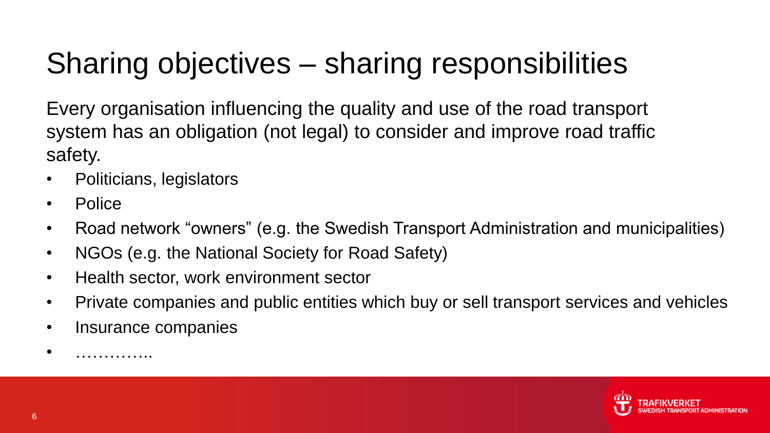# Sharing objectives – sharing responsibilities

Every organisation influencing the quality and use of the road transport system has an obligation (not legal) to consider and improve road traffic safety.

- Politicians, legislators
- Police
- Road network "owners" (e.g. the Swedish Transport Administration and municipalities)
- NGOs (e.g. the National Society for Road Safety)
- Health sector, work environment sector
- Private companies and public entities which buy or sell transport services and vehicles
- Insurance companies
- …………..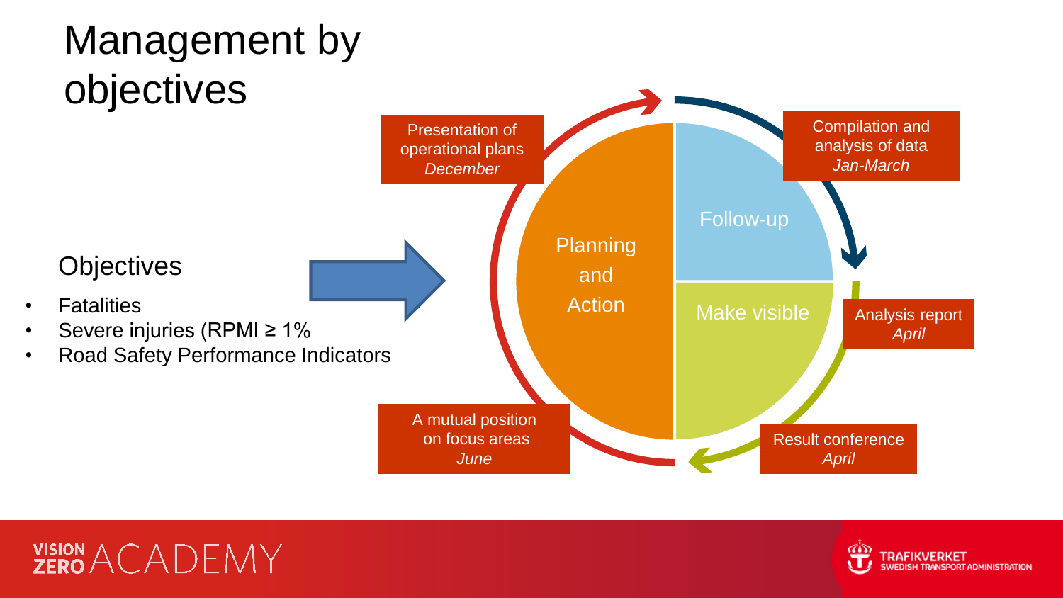# Management by objectives

## Objectives

- Fatalities
- Severe injuries (RPMI ≥ 1%
- Road Safety Performance Indicators

Planning and Action

Follow-up

Make visible

Presentation of operational plans
*December*

Compilation and analysis of data
*Jan-March*

Analysis report
*April*

Result conference
*April*

A mutual position on focus areas
*June*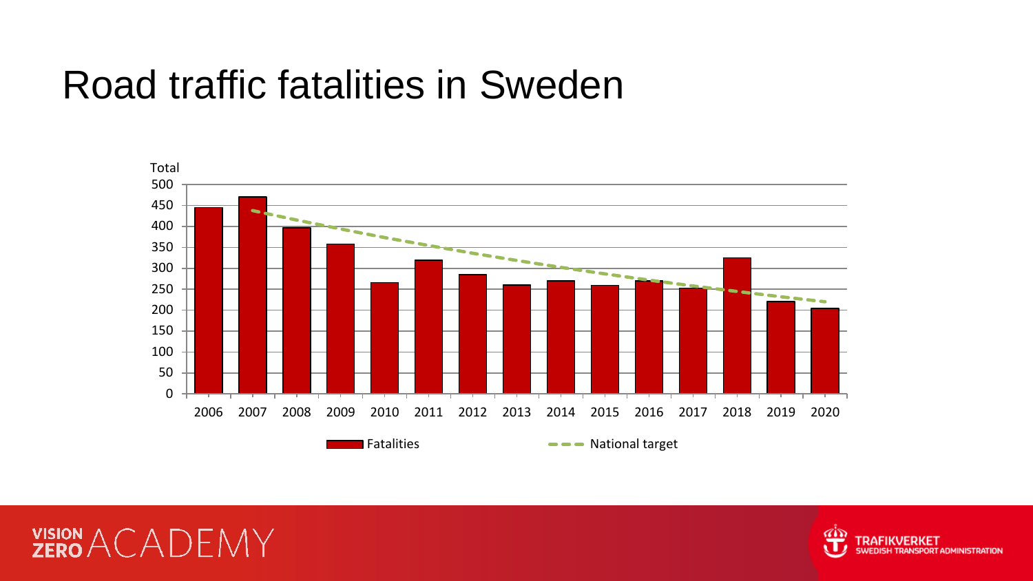# Road traffic fatalities in Sweden

Total

500
450
400
350
300
250
200
150
100
50
0

2006 2007 2008 2009 2010 2011 2012 2013 2014 2015 2016 2017 2018 2019 2020

Fatalities National target

VISION ZERO ACADEMY

TRAFIKVERKET SWEDISH TRANSPORT ADMINISTRATION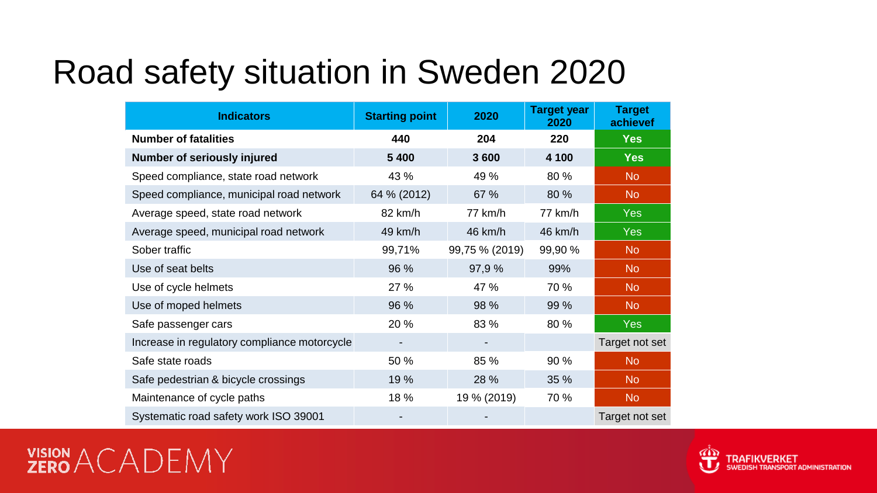# Road safety situation in Sweden 2020

| Indicators | Starting point | 2020 | Target year 2020 | Target achievef |
|---|---|---|---|---|
| **Number of fatalities** | **440** | **204** | **220** | **Yes** |
| **Number of seriously injured** | **5 400** | **3 600** | **4 100** | **Yes** |
| Speed compliance, state road network | 43 % | 49 % | 80 % | No |
| Speed compliance, municipal road network | 64 % (2012) | 67 % | 80 % | No |
| Average speed, state road network | 82 km/h | 77 km/h | 77 km/h | Yes |
| Average speed, municipal road network | 49 km/h | 46 km/h | 46 km/h | Yes |
| Sober traffic | 99,71% | 99,75 % (2019) | 99,90 % | No |
| Use of seat belts | 96 % | 97,9 % | 99% | No |
| Use of cycle helmets | 27 % | 47 % | 70 % | No |
| Use of moped helmets | 96 % | 98 % | 99 % | No |
| Safe passenger cars | 20 % | 83 % | 80 % | Yes |
| Increase in regulatory compliance motorcycle | - | - | | Target not set |
| Safe state roads | 50 % | 85 % | 90 % | No |
| Safe pedestrian & bicycle crossings | 19 % | 28 % | 35 % | No |
| Maintenance of cycle paths | 18 % | 19 % (2019) | 70 % | No |
| Systematic road safety work ISO 39001 | - | - | | Target not set |

VISION ZERO ACADEMY

TRAFIKVERKET
SWEDISH TRANSPORT ADMINISTRATION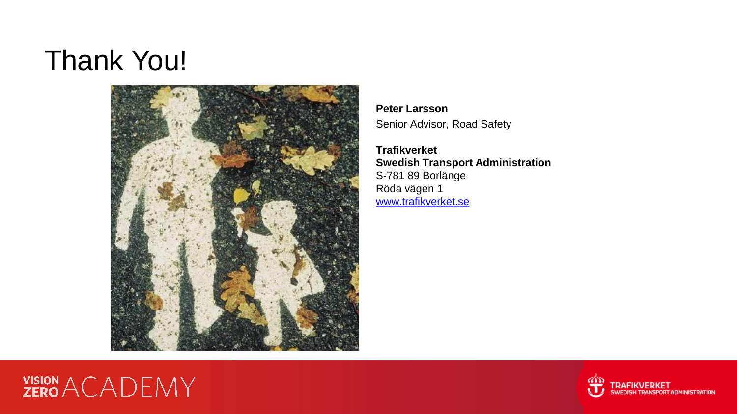# Thank You!

**Peter Larsson**
Senior Advisor, Road Safety

**Trafikverket**
**Swedish Transport Administration**
S-781 89 Borlänge
Röda vägen 1
www.trafikverket.se